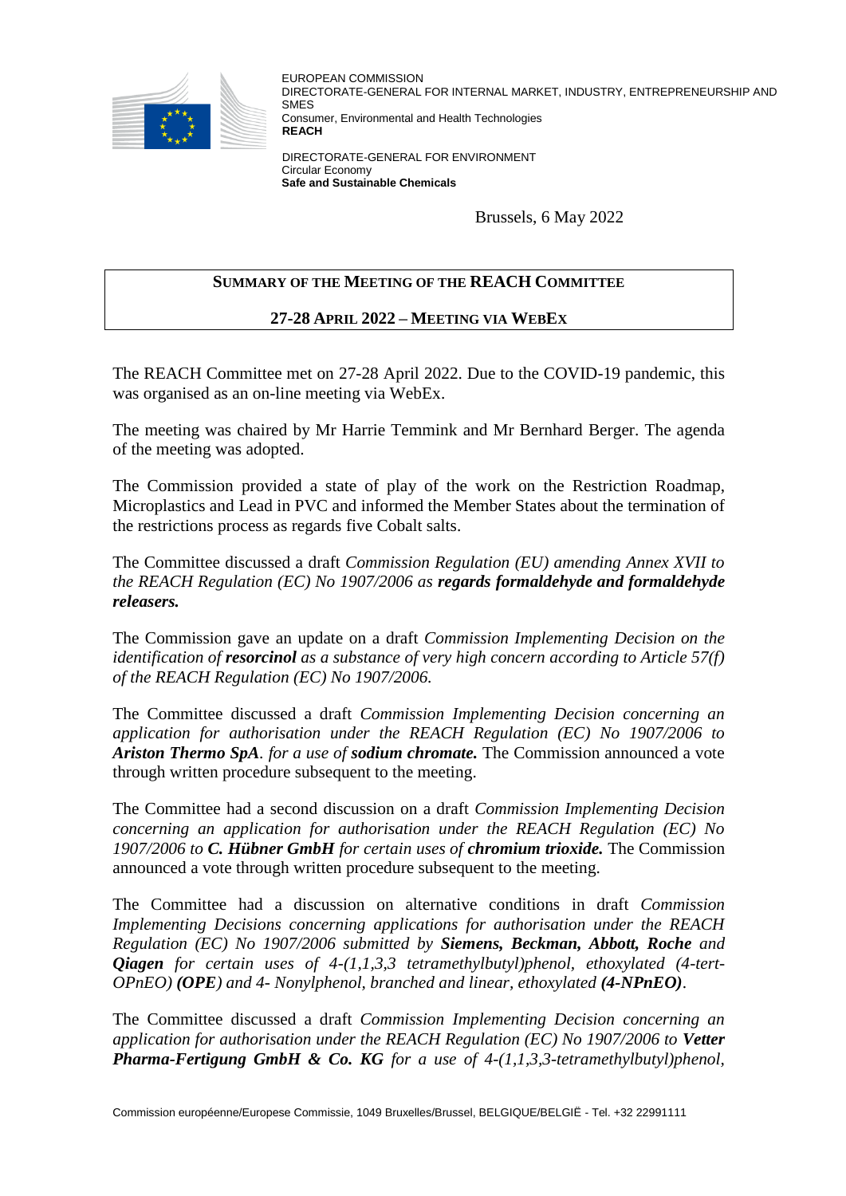EUROPEAN COMMISSION
DIRECTORATE-GENERAL FOR INTERNAL MARKET, INDUSTRY, ENTREPRENEURSHIP AND SMES
Consumer, Environmental and Health Technologies
**REACH**

DIRECTORATE-GENERAL FOR ENVIRONMENT
Circular Economy
**Safe and Sustainable Chemicals**

Brussels, 6 May 2022

# SUMMARY OF THE MEETING OF THE REACH COMMITTEE

## 27-28 APRIL 2022 – MEETING VIA WEBEX

The REACH Committee met on 27-28 April 2022. Due to the COVID-19 pandemic, this was organised as an on-line meeting via WebEx.

The meeting was chaired by Mr Harrie Temmink and Mr Bernhard Berger. The agenda of the meeting was adopted.

The Commission provided a state of play of the work on the Restriction Roadmap, Microplastics and Lead in PVC and informed the Member States about the termination of the restrictions process as regards five Cobalt salts.

The Committee discussed a draft *Commission Regulation (EU) amending Annex XVII to the REACH Regulation (EC) No 1907/2006 as* ***regards formaldehyde and formaldehyde releasers.***

The Commission gave an update on a draft *Commission Implementing Decision on the identification of* ***resorcinol*** *as a substance of very high concern according to Article 57(f) of the REACH Regulation (EC) No 1907/2006.*

The Committee discussed a draft *Commission Implementing Decision concerning an application for authorisation under the REACH Regulation (EC) No 1907/2006 to* ***Ariston Thermo SpA****. for a use of* ***sodium chromate.*** The Commission announced a vote through written procedure subsequent to the meeting.

The Committee had a second discussion on a draft *Commission Implementing Decision concerning an application for authorisation under the REACH Regulation (EC) No 1907/2006 to* ***C. Hübner GmbH*** *for certain uses of* ***chromium trioxide.*** The Commission announced a vote through written procedure subsequent to the meeting.

The Committee had a discussion on alternative conditions in draft *Commission Implementing Decisions concerning applications for authorisation under the REACH Regulation (EC) No 1907/2006 submitted by* ***Siemens, Beckman, Abbott, Roche*** *and* ***Qiagen*** *for certain uses of 4-(1,1,3,3 tetramethylbutyl)phenol, ethoxylated (4-tert-OPnEO)* ***(OPE)*** *and 4- Nonylphenol, branched and linear, ethoxylated* ***(4-NPnEO)****.*

The Committee discussed a draft *Commission Implementing Decision concerning an application for authorisation under the REACH Regulation (EC) No 1907/2006 to* ***Vetter Pharma-Fertigung GmbH & Co. KG*** *for a use of 4-(1,1,3,3-tetramethylbutyl)phenol,*

Commission européenne/Europese Commissie, 1049 Bruxelles/Brussel, BELGIQUE/BELGIË - Tel. +32 22991111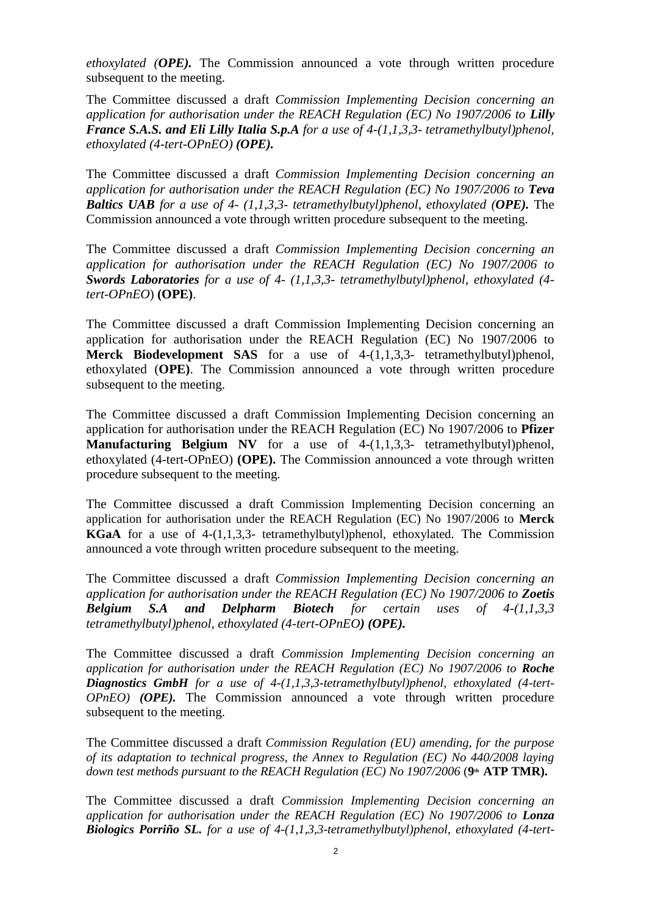*ethoxylated (**OPE**).* The Commission announced a vote through written procedure subsequent to the meeting.

The Committee discussed a draft *Commission Implementing Decision concerning an application for authorisation under the REACH Regulation (EC) No 1907/2006 to **Lilly France S.A.S. and Eli Lilly Italia S.p.A** for a use of 4-(1,1,3,3- tetramethylbutyl)phenol, ethoxylated (4-tert-OPnEO) **(OPE).***

The Committee discussed a draft *Commission Implementing Decision concerning an application for authorisation under the REACH Regulation (EC) No 1907/2006 to **Teva Baltics UAB** for a use of 4- (1,1,3,3- tetramethylbutyl)phenol, ethoxylated (**OPE**).* The Commission announced a vote through written procedure subsequent to the meeting.

The Committee discussed a draft *Commission Implementing Decision concerning an application for authorisation under the REACH Regulation (EC) No 1907/2006 to **Swords Laboratories** for a use of 4- (1,1,3,3- tetramethylbutyl)phenol, ethoxylated (4-tert-OPnEO*) **(OPE)**.

The Committee discussed a draft Commission Implementing Decision concerning an application for authorisation under the REACH Regulation (EC) No 1907/2006 to **Merck Biodevelopment SAS** for a use of 4-(1,1,3,3- tetramethylbutyl)phenol, ethoxylated (**OPE**). The Commission announced a vote through written procedure subsequent to the meeting.

The Committee discussed a draft Commission Implementing Decision concerning an application for authorisation under the REACH Regulation (EC) No 1907/2006 to **Pfizer Manufacturing Belgium NV** for a use of 4-(1,1,3,3- tetramethylbutyl)phenol, ethoxylated (4-tert-OPnEO) **(OPE).** The Commission announced a vote through written procedure subsequent to the meeting.

The Committee discussed a draft Commission Implementing Decision concerning an application for authorisation under the REACH Regulation (EC) No 1907/2006 to **Merck KGaA** for a use of 4-(1,1,3,3- tetramethylbutyl)phenol, ethoxylated. The Commission announced a vote through written procedure subsequent to the meeting.

The Committee discussed a draft *Commission Implementing Decision concerning an application for authorisation under the REACH Regulation (EC) No 1907/2006 to **Zoetis Belgium S.A and Delpharm Biotech** for certain uses of 4-(1,1,3,3 tetramethylbutyl)phenol, ethoxylated (4-tert-OPnEO**) (OPE).***

The Committee discussed a draft *Commission Implementing Decision concerning an application for authorisation under the REACH Regulation (EC) No 1907/2006 to **Roche Diagnostics GmbH** for a use of 4-(1,1,3,3-tetramethylbutyl)phenol, ethoxylated (4-tert-OPnEO) **(OPE).*** The Commission announced a vote through written procedure subsequent to the meeting.

The Committee discussed a draft *Commission Regulation (EU) amending, for the purpose of its adaptation to technical progress, the Annex to Regulation (EC) No 440/2008 laying down test methods pursuant to the REACH Regulation (EC) No 1907/2006* (**9th ATP TMR).**

The Committee discussed a draft *Commission Implementing Decision concerning an application for authorisation under the REACH Regulation (EC) No 1907/2006 to **Lonza Biologics Porriño SL.** for a use of 4-(1,1,3,3-tetramethylbutyl)phenol, ethoxylated (4-tert-*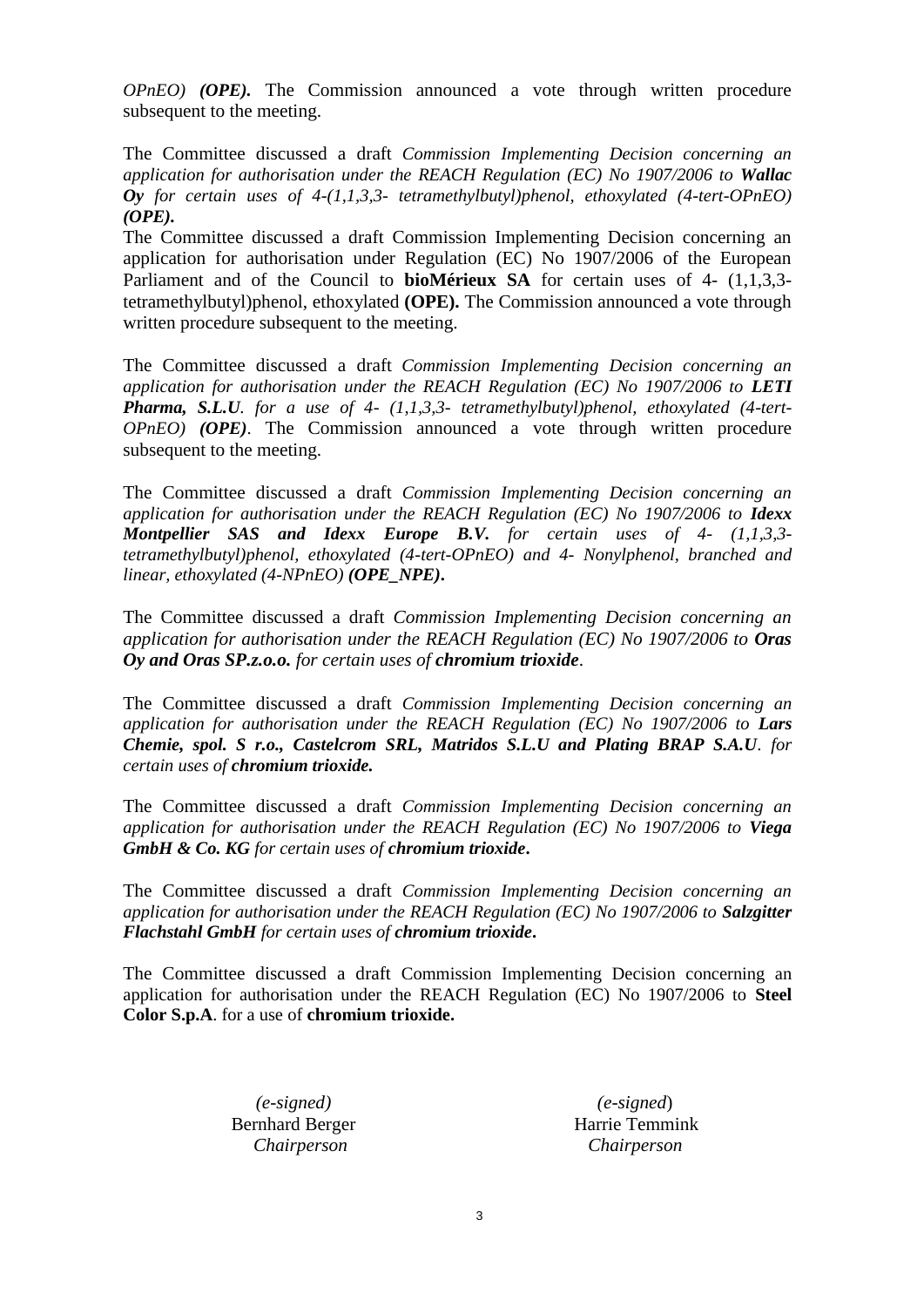*OPnEO)* ***(OPE).*** The Commission announced a vote through written procedure subsequent to the meeting.

The Committee discussed a draft *Commission Implementing Decision concerning an application for authorisation under the REACH Regulation (EC) No 1907/2006 to* ***Wallac Oy*** *for certain uses of 4-(1,1,3,3- tetramethylbutyl)phenol, ethoxylated (4-tert-OPnEO)* ***(OPE).***

The Committee discussed a draft Commission Implementing Decision concerning an application for authorisation under Regulation (EC) No 1907/2006 of the European Parliament and of the Council to **bioMérieux SA** for certain uses of 4- (1,1,3,3-tetramethylbutyl)phenol, ethoxylated **(OPE).** The Commission announced a vote through written procedure subsequent to the meeting.

The Committee discussed a draft *Commission Implementing Decision concerning an application for authorisation under the REACH Regulation (EC) No 1907/2006 to* ***LETI Pharma, S.L.U****. for a use of 4- (1,1,3,3- tetramethylbutyl)phenol, ethoxylated (4-tert-OPnEO)* ***(OPE)***. The Commission announced a vote through written procedure subsequent to the meeting.

The Committee discussed a draft *Commission Implementing Decision concerning an application for authorisation under the REACH Regulation (EC) No 1907/2006 to* ***Idexx Montpellier SAS and Idexx Europe B.V.*** *for certain uses of 4- (1,1,3,3-tetramethylbutyl)phenol, ethoxylated (4-tert-OPnEO) and 4- Nonylphenol, branched and linear, ethoxylated (4-NPnEO)* ***(OPE_NPE)*****.**

The Committee discussed a draft *Commission Implementing Decision concerning an application for authorisation under the REACH Regulation (EC) No 1907/2006 to* ***Oras Oy and Oras SP.z.o.o.*** *for certain uses of* ***chromium trioxide****.*

The Committee discussed a draft *Commission Implementing Decision concerning an application for authorisation under the REACH Regulation (EC) No 1907/2006 to* ***Lars Chemie, spol. S r.o., Castelcrom SRL, Matridos S.L.U and Plating BRAP S.A.U****. for certain uses of* ***chromium trioxide.***

The Committee discussed a draft *Commission Implementing Decision concerning an application for authorisation under the REACH Regulation (EC) No 1907/2006 to* ***Viega GmbH & Co. KG*** *for certain uses of* ***chromium trioxide*****.**

The Committee discussed a draft *Commission Implementing Decision concerning an application for authorisation under the REACH Regulation (EC) No 1907/2006 to* ***Salzgitter Flachstahl GmbH*** *for certain uses of* ***chromium trioxide*****.**

The Committee discussed a draft Commission Implementing Decision concerning an application for authorisation under the REACH Regulation (EC) No 1907/2006 to **Steel Color S.p.A**. for a use of **chromium trioxide.**

*(e-signed)*
Bernhard Berger
*Chairperson*

*(e-signed)*
Harrie Temmink
*Chairperson*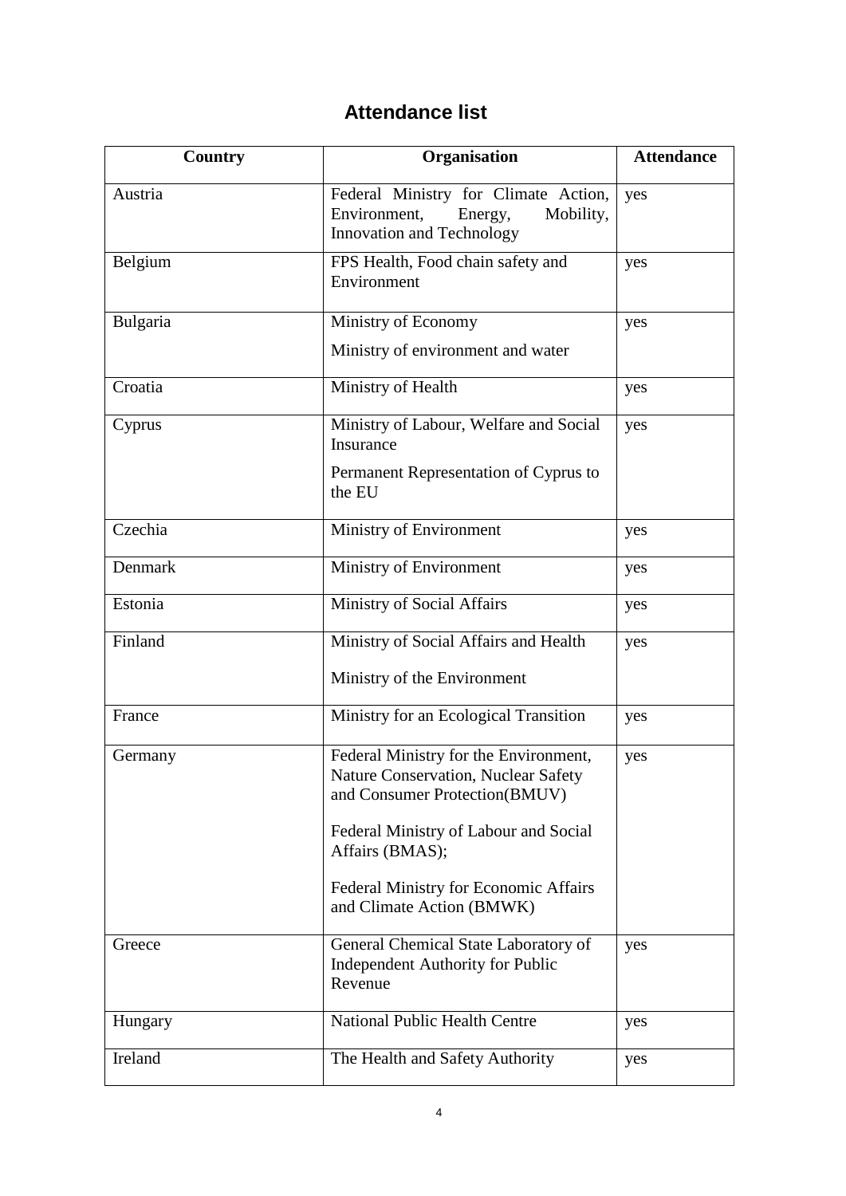## Attendance list

| Country | Organisation | Attendance |
| --- | --- | --- |
| Austria | Federal Ministry for Climate Action, Environment, Energy, Mobility, Innovation and Technology | yes |
| Belgium | FPS Health, Food chain safety and Environment | yes |
| Bulgaria | Ministry of Economy<br>Ministry of environment and water | yes |
| Croatia | Ministry of Health | yes |
| Cyprus | Ministry of Labour, Welfare and Social Insurance<br>Permanent Representation of Cyprus to the EU | yes |
| Czechia | Ministry of Environment | yes |
| Denmark | Ministry of Environment | yes |
| Estonia | Ministry of Social Affairs | yes |
| Finland | Ministry of Social Affairs and Health<br>Ministry of the Environment | yes |
| France | Ministry for an Ecological Transition | yes |
| Germany | Federal Ministry for the Environment, Nature Conservation, Nuclear Safety and Consumer Protection(BMUV)<br>Federal Ministry of Labour and Social Affairs (BMAS);<br>Federal Ministry for Economic Affairs and Climate Action (BMWK) | yes |
| Greece | General Chemical State Laboratory of Independent Authority for Public Revenue | yes |
| Hungary | National Public Health Centre | yes |
| Ireland | The Health and Safety Authority | yes |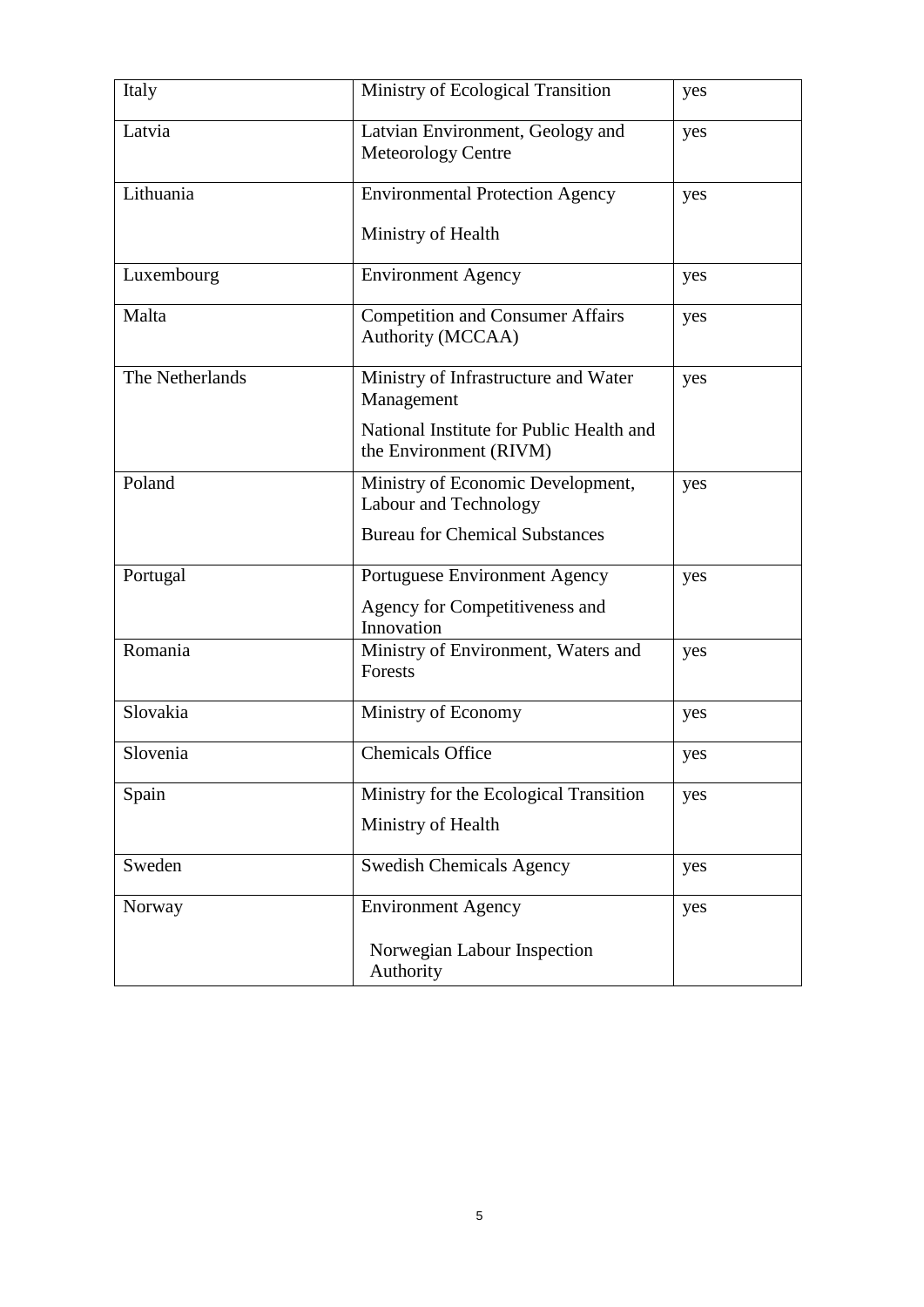| | | |
|---|---|---|
| Italy | Ministry of Ecological Transition | yes |
| Latvia | Latvian Environment, Geology and Meteorology Centre | yes |
| Lithuania | Environmental Protection Agency<br><br>Ministry of Health | yes |
| Luxembourg | Environment Agency | yes |
| Malta | Competition and Consumer Affairs Authority (MCCAA) | yes |
| The Netherlands | Ministry of Infrastructure and Water Management<br><br>National Institute for Public Health and the Environment (RIVM) | yes |
| Poland | Ministry of Economic Development, Labour and Technology<br><br>Bureau for Chemical Substances | yes |
| Portugal | Portuguese Environment Agency<br><br>Agency for Competitiveness and Innovation | yes |
| Romania | Ministry of Environment, Waters and Forests | yes |
| Slovakia | Ministry of Economy | yes |
| Slovenia | Chemicals Office | yes |
| Spain | Ministry for the Ecological Transition<br><br>Ministry of Health | yes |
| Sweden | Swedish Chemicals Agency | yes |
| Norway | Environment Agency<br><br>Norwegian Labour Inspection Authority | yes |